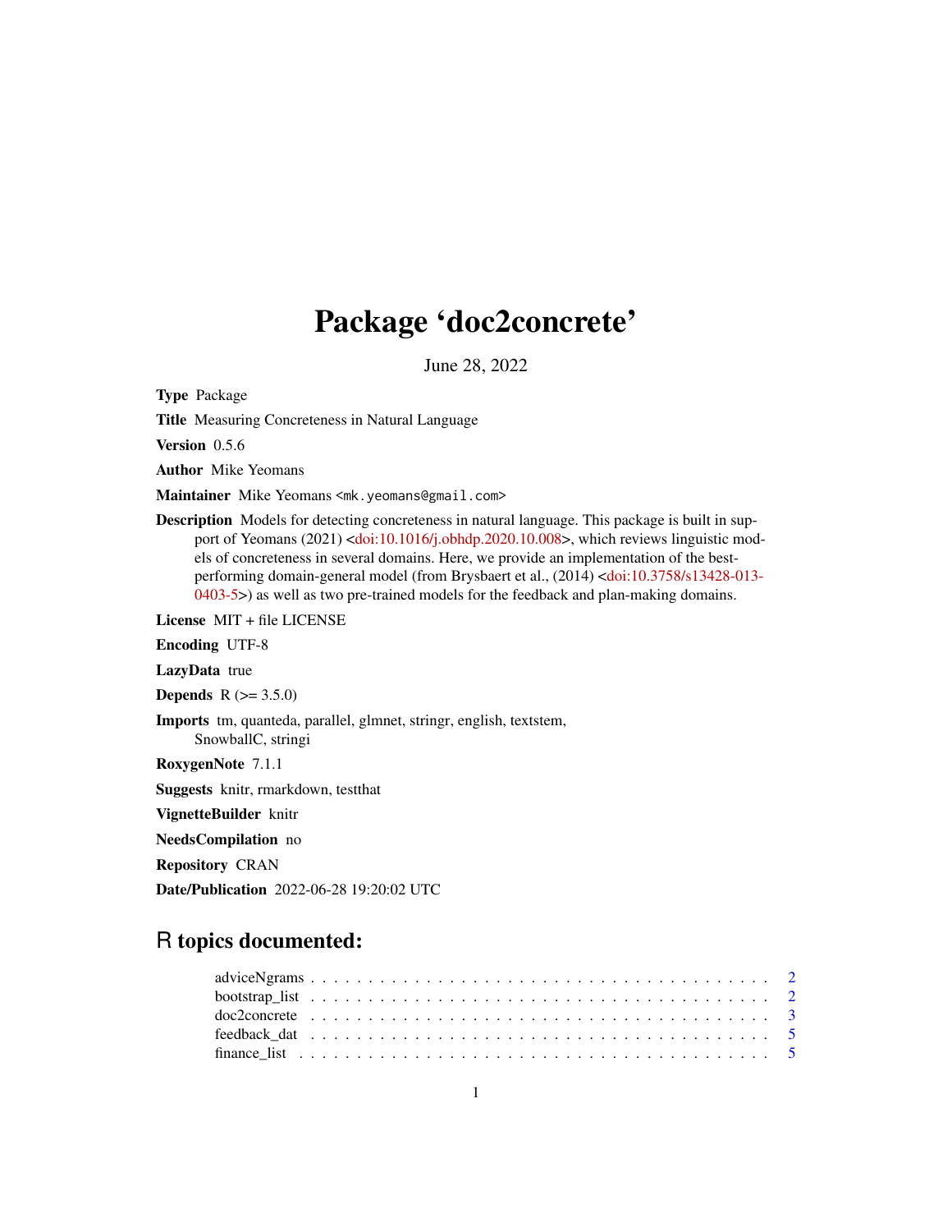# Package 'doc2concrete'

June 28, 2022

**Type** Package

**Title** Measuring Concreteness in Natural Language

**Version** 0.5.6

**Author** Mike Yeomans

**Maintainer** Mike Yeomans <mk.yeomans@gmail.com>

**Description** Models for detecting concreteness in natural language. This package is built in support of Yeomans (2021) <doi:10.1016/j.obhdp.2020.10.008>, which reviews linguistic models of concreteness in several domains. Here, we provide an implementation of the best-performing domain-general model (from Brysbaert et al., (2014) <doi:10.3758/s13428-013-0403-5>) as well as two pre-trained models for the feedback and plan-making domains.

**License** MIT + file LICENSE

**Encoding** UTF-8

**LazyData** true

**Depends** R (>= 3.5.0)

**Imports** tm, quanteda, parallel, glmnet, stringr, english, textstem, SnowballC, stringi

**RoxygenNote** 7.1.1

**Suggests** knitr, rmarkdown, testthat

**VignetteBuilder** knitr

**NeedsCompilation** no

**Repository** CRAN

**Date/Publication** 2022-06-28 19:20:02 UTC

## R topics documented:

- adviceNgrams . . . . . . . . . . . . . . . . . . . . . . . . . . . . . . . . . . . . . 2
- bootstrap_list . . . . . . . . . . . . . . . . . . . . . . . . . . . . . . . . . . . . . 2
- doc2concrete . . . . . . . . . . . . . . . . . . . . . . . . . . . . . . . . . . . . . 3
- feedback_dat . . . . . . . . . . . . . . . . . . . . . . . . . . . . . . . . . . . . . 5
- finance_list . . . . . . . . . . . . . . . . . . . . . . . . . . . . . . . . . . . . . 5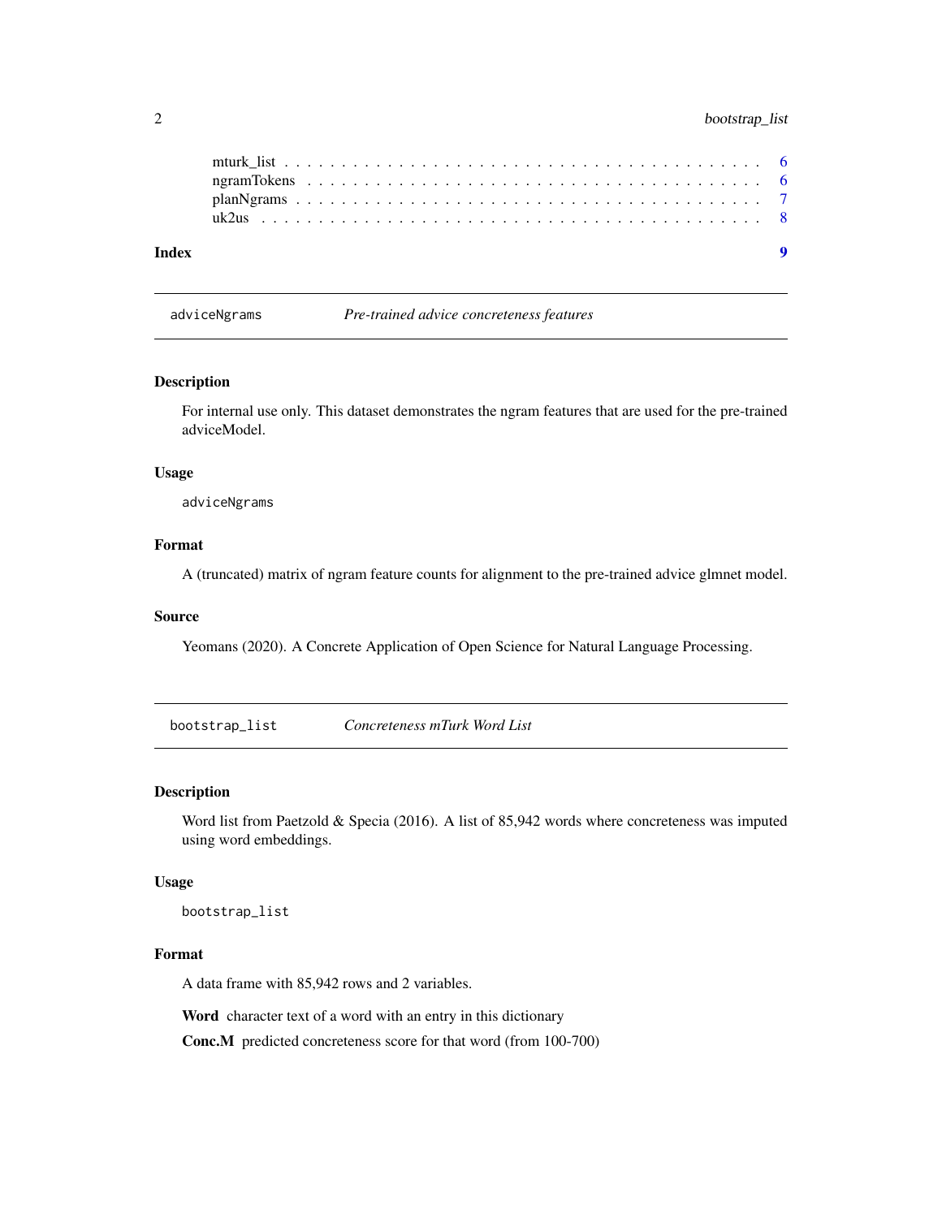mturk_list . . . . . . . . . . . . . . . . . . . . . . . . . . . . . . . . . . . . . 6
ngramTokens . . . . . . . . . . . . . . . . . . . . . . . . . . . . . . . . . . . . 6
planNgrams . . . . . . . . . . . . . . . . . . . . . . . . . . . . . . . . . . . . . 7
uk2us . . . . . . . . . . . . . . . . . . . . . . . . . . . . . . . . . . . . . . . 8

**Index** **9**

---

## adviceNgrams — *Pre-trained advice concreteness features*

### Description

For internal use only. This dataset demonstrates the ngram features that are used for the pre-trained adviceModel.

### Usage

```
adviceNgrams
```

### Format

A (truncated) matrix of ngram feature counts for alignment to the pre-trained advice glmnet model.

### Source

Yeomans (2020). A Concrete Application of Open Science for Natural Language Processing.

---

## bootstrap_list — *Concreteness mTurk Word List*

### Description

Word list from Paetzold & Specia (2016). A list of 85,942 words where concreteness was imputed using word embeddings.

### Usage

```
bootstrap_list
```

### Format

A data frame with 85,942 rows and 2 variables.

**Word** character text of a word with an entry in this dictionary

**Conc.M** predicted concreteness score for that word (from 100-700)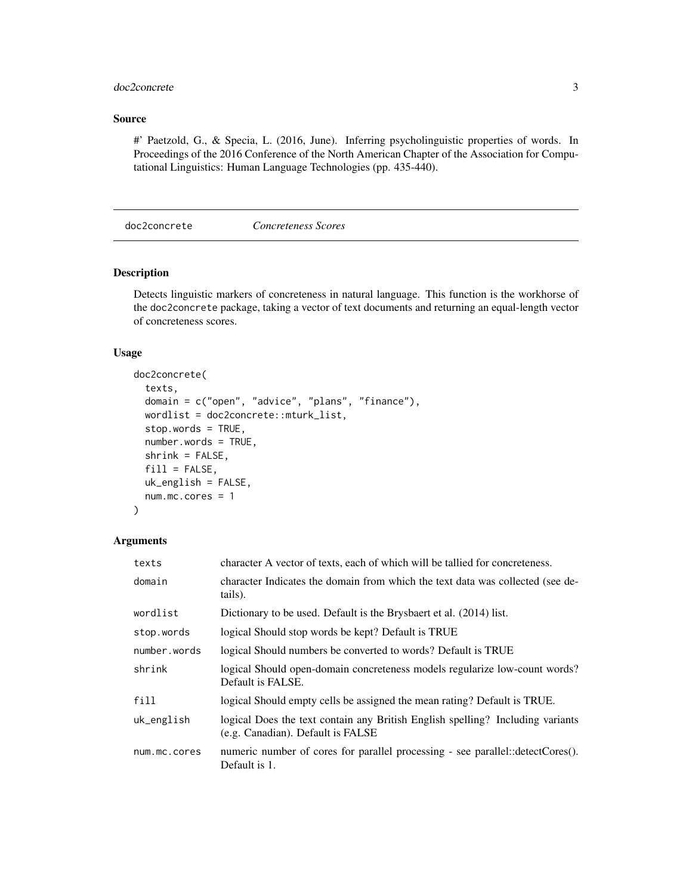## Source

#' Paetzold, G., & Specia, L. (2016, June). Inferring psycholinguistic properties of words. In Proceedings of the 2016 Conference of the North American Chapter of the Association for Computational Linguistics: Human Language Technologies (pp. 435-440).

---

# doc2concrete *Concreteness Scores*

---

## Description

Detects linguistic markers of concreteness in natural language. This function is the workhorse of the doc2concrete package, taking a vector of text documents and returning an equal-length vector of concreteness scores.

## Usage

```
doc2concrete(
  texts,
  domain = c("open", "advice", "plans", "finance"),
  wordlist = doc2concrete::mturk_list,
  stop.words = TRUE,
  number.words = TRUE,
  shrink = FALSE,
  fill = FALSE,
  uk_english = FALSE,
  num.mc.cores = 1
)
```

## Arguments

| | |
|---|---|
| texts | character A vector of texts, each of which will be tallied for concreteness. |
| domain | character Indicates the domain from which the text data was collected (see details). |
| wordlist | Dictionary to be used. Default is the Brysbaert et al. (2014) list. |
| stop.words | logical Should stop words be kept? Default is TRUE |
| number.words | logical Should numbers be converted to words? Default is TRUE |
| shrink | logical Should open-domain concreteness models regularize low-count words? Default is FALSE. |
| fill | logical Should empty cells be assigned the mean rating? Default is TRUE. |
| uk_english | logical Does the text contain any British English spelling? Including variants (e.g. Canadian). Default is FALSE |
| num.mc.cores | numeric number of cores for parallel processing - see parallel::detectCores(). Default is 1. |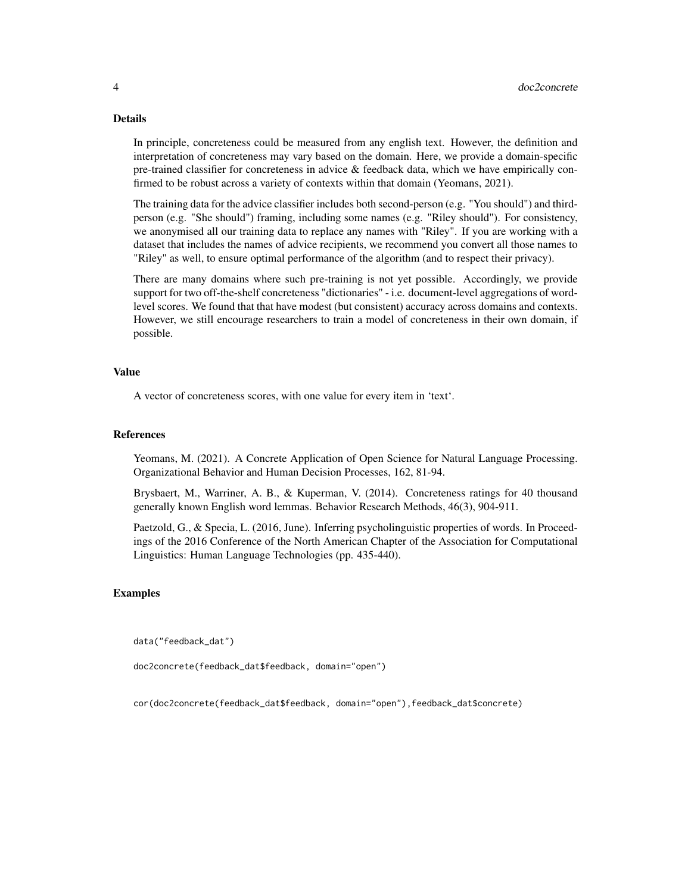## Details

In principle, concreteness could be measured from any english text. However, the definition and interpretation of concreteness may vary based on the domain. Here, we provide a domain-specific pre-trained classifier for concreteness in advice & feedback data, which we have empirically confirmed to be robust across a variety of contexts within that domain (Yeomans, 2021).

The training data for the advice classifier includes both second-person (e.g. "You should") and third-person (e.g. "She should") framing, including some names (e.g. "Riley should"). For consistency, we anonymised all our training data to replace any names with "Riley". If you are working with a dataset that includes the names of advice recipients, we recommend you convert all those names to "Riley" as well, to ensure optimal performance of the algorithm (and to respect their privacy).

There are many domains where such pre-training is not yet possible. Accordingly, we provide support for two off-the-shelf concreteness "dictionaries" - i.e. document-level aggregations of word-level scores. We found that that have modest (but consistent) accuracy across domains and contexts. However, we still encourage researchers to train a model of concreteness in their own domain, if possible.

## Value

A vector of concreteness scores, with one value for every item in 'text'.

## References

Yeomans, M. (2021). A Concrete Application of Open Science for Natural Language Processing. Organizational Behavior and Human Decision Processes, 162, 81-94.

Brysbaert, M., Warriner, A. B., & Kuperman, V. (2014). Concreteness ratings for 40 thousand generally known English word lemmas. Behavior Research Methods, 46(3), 904-911.

Paetzold, G., & Specia, L. (2016, June). Inferring psycholinguistic properties of words. In Proceedings of the 2016 Conference of the North American Chapter of the Association for Computational Linguistics: Human Language Technologies (pp. 435-440).

## Examples

```
data("feedback_dat")

doc2concrete(feedback_dat$feedback, domain="open")


cor(doc2concrete(feedback_dat$feedback, domain="open"),feedback_dat$concrete)
```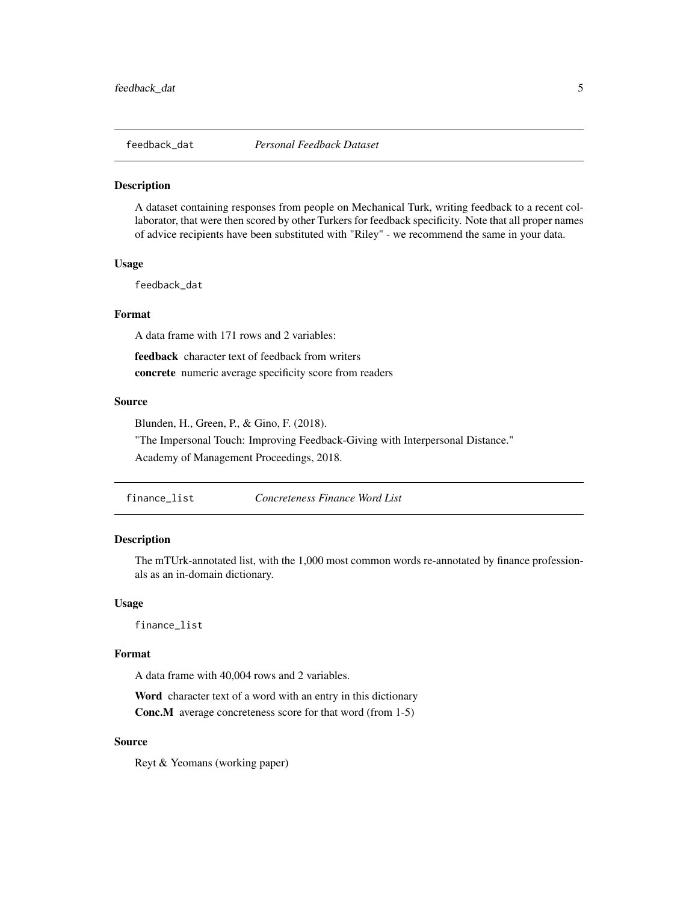## feedback_dat *Personal Feedback Dataset*

### Description

A dataset containing responses from people on Mechanical Turk, writing feedback to a recent collaborator, that were then scored by other Turkers for feedback specificity. Note that all proper names of advice recipients have been substituted with "Riley" - we recommend the same in your data.

### Usage

```
feedback_dat
```

### Format

A data frame with 171 rows and 2 variables:

**feedback** character text of feedback from writers

**concrete** numeric average specificity score from readers

### Source

Blunden, H., Green, P., & Gino, F. (2018).

"The Impersonal Touch: Improving Feedback-Giving with Interpersonal Distance."

Academy of Management Proceedings, 2018.

## finance_list *Concreteness Finance Word List*

### Description

The mTUrk-annotated list, with the 1,000 most common words re-annotated by finance professionals as an in-domain dictionary.

### Usage

```
finance_list
```

### Format

A data frame with 40,004 rows and 2 variables.

**Word** character text of a word with an entry in this dictionary

**Conc.M** average concreteness score for that word (from 1-5)

### Source

Reyt & Yeomans (working paper)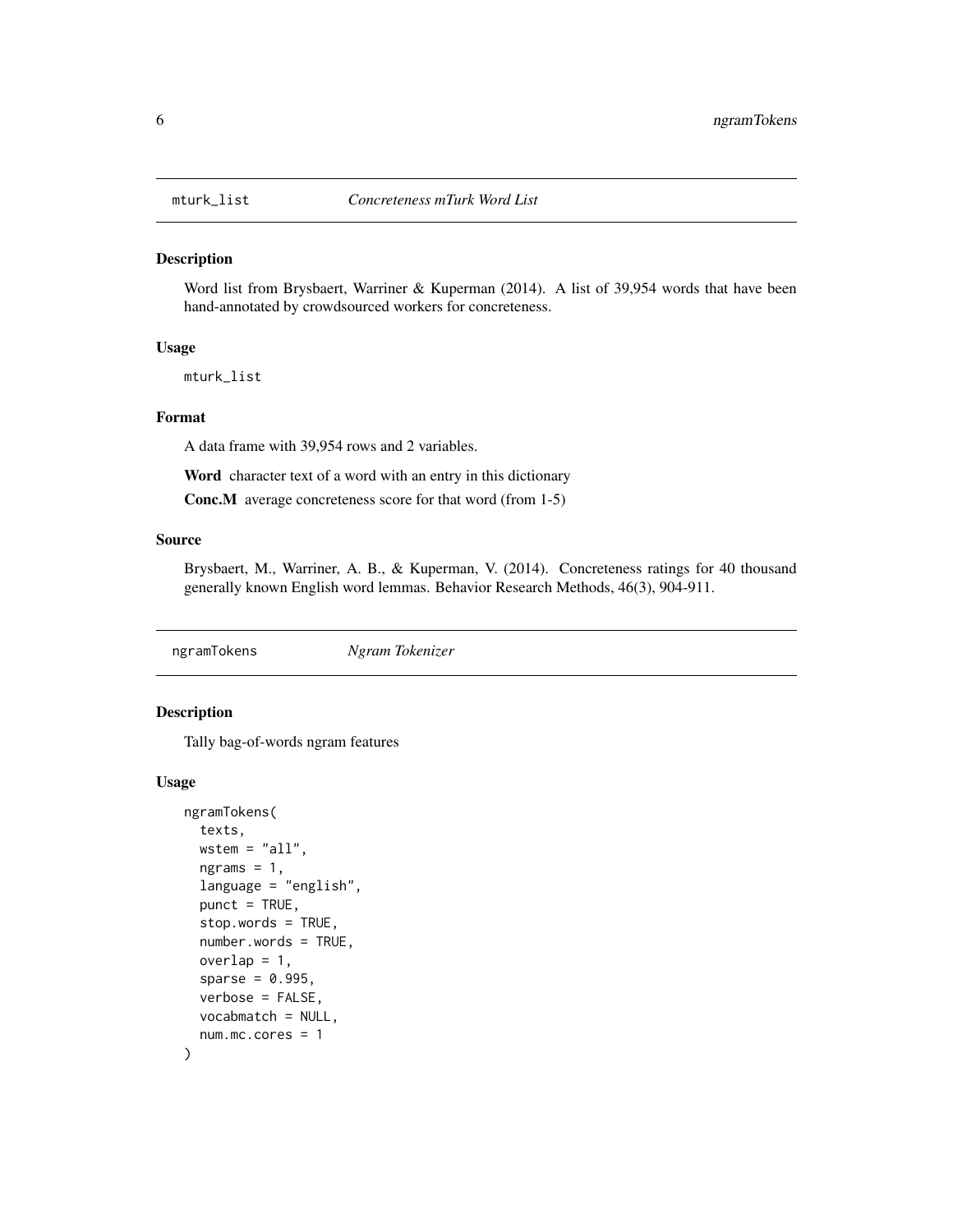## mturk_list — *Concreteness mTurk Word List*

### Description

Word list from Brysbaert, Warriner & Kuperman (2014). A list of 39,954 words that have been hand-annotated by crowdsourced workers for concreteness.

### Usage

```
mturk_list
```

### Format

A data frame with 39,954 rows and 2 variables.

**Word** character text of a word with an entry in this dictionary

**Conc.M** average concreteness score for that word (from 1-5)

### Source

Brysbaert, M., Warriner, A. B., & Kuperman, V. (2014). Concreteness ratings for 40 thousand generally known English word lemmas. Behavior Research Methods, 46(3), 904-911.

## ngramTokens — *Ngram Tokenizer*

### Description

Tally bag-of-words ngram features

### Usage

```
ngramTokens(
  texts,
  wstem = "all",
  ngrams = 1,
  language = "english",
  punct = TRUE,
  stop.words = TRUE,
  number.words = TRUE,
  overlap = 1,
  sparse = 0.995,
  verbose = FALSE,
  vocabmatch = NULL,
  num.mc.cores = 1
)
```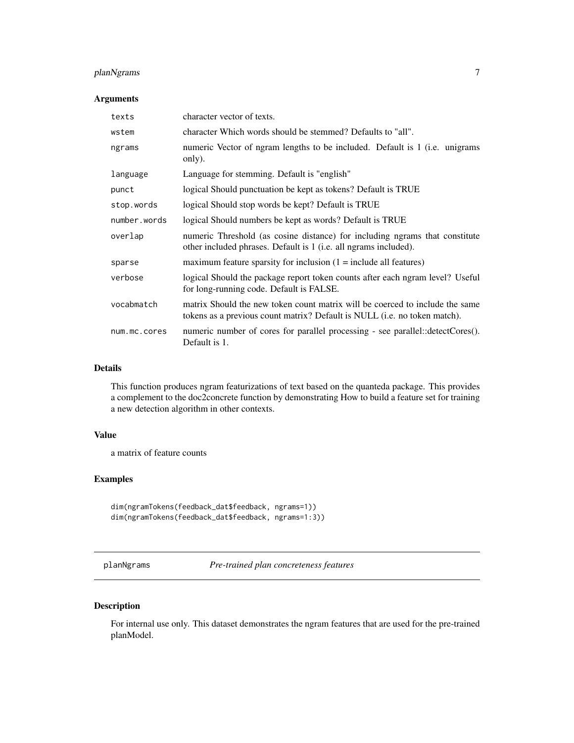## Arguments

| | |
|---|---|
| texts | character vector of texts. |
| wstem | character Which words should be stemmed? Defaults to "all". |
| ngrams | numeric Vector of ngram lengths to be included. Default is 1 (i.e. unigrams only). |
| language | Language for stemming. Default is "english" |
| punct | logical Should punctuation be kept as tokens? Default is TRUE |
| stop.words | logical Should stop words be kept? Default is TRUE |
| number.words | logical Should numbers be kept as words? Default is TRUE |
| overlap | numeric Threshold (as cosine distance) for including ngrams that constitute other included phrases. Default is 1 (i.e. all ngrams included). |
| sparse | maximum feature sparsity for inclusion (1 = include all features) |
| verbose | logical Should the package report token counts after each ngram level? Useful for long-running code. Default is FALSE. |
| vocabmatch | matrix Should the new token count matrix will be coerced to include the same tokens as a previous count matrix? Default is NULL (i.e. no token match). |
| num.mc.cores | numeric number of cores for parallel processing - see parallel::detectCores(). Default is 1. |

## Details

This function produces ngram featurizations of text based on the quanteda package. This provides a complement to the doc2concrete function by demonstrating How to build a feature set for training a new detection algorithm in other contexts.

## Value

a matrix of feature counts

## Examples

```
dim(ngramTokens(feedback_dat$feedback, ngrams=1))
dim(ngramTokens(feedback_dat$feedback, ngrams=1:3))
```

---

# planNgrams *Pre-trained plan concreteness features*

## Description

For internal use only. This dataset demonstrates the ngram features that are used for the pre-trained planModel.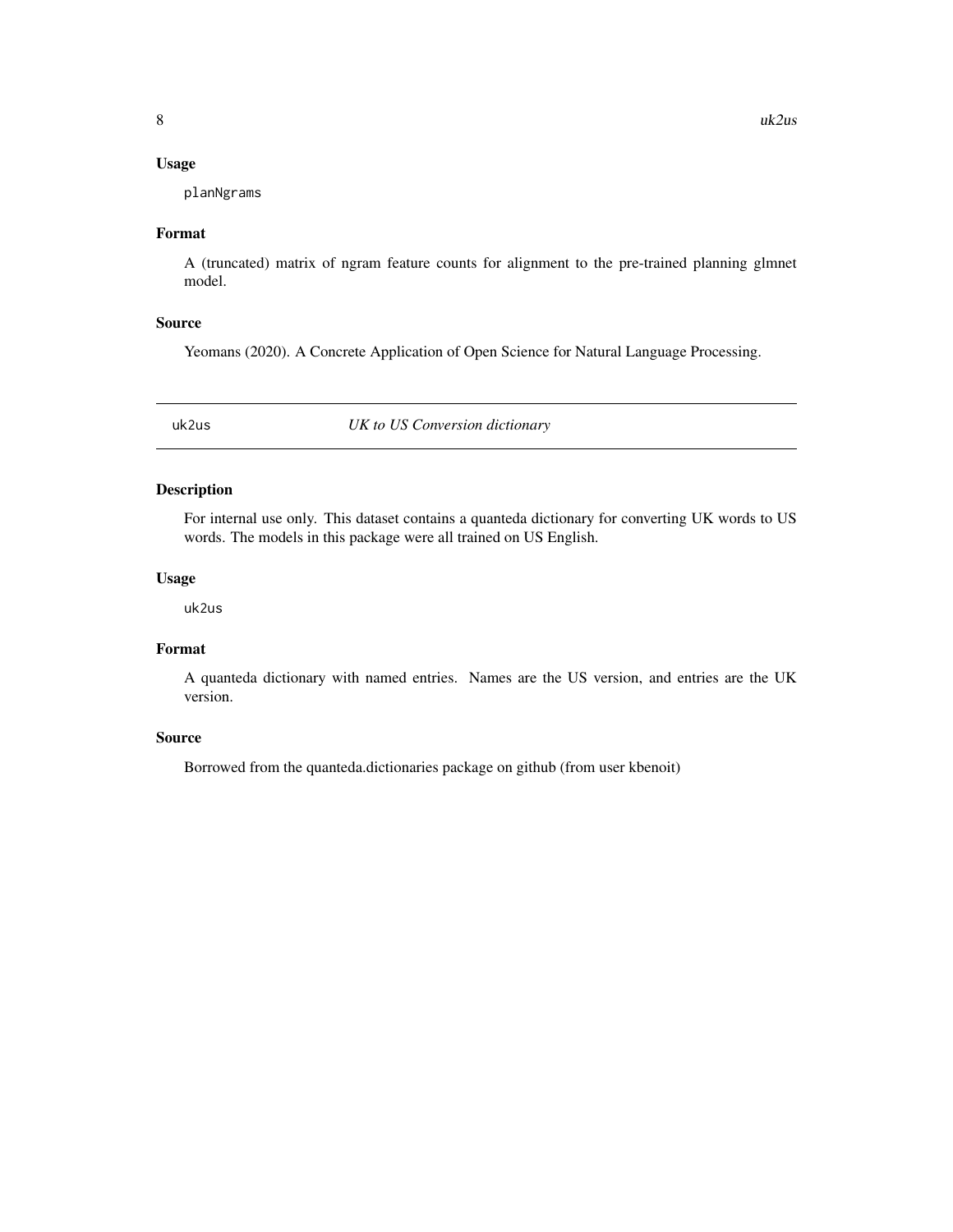### Usage

```
planNgrams
```

### Format

A (truncated) matrix of ngram feature counts for alignment to the pre-trained planning glmnet model.

### Source

Yeomans (2020). A Concrete Application of Open Science for Natural Language Processing.

---

## uk2us — *UK to US Conversion dictionary*

---

### Description

For internal use only. This dataset contains a quanteda dictionary for converting UK words to US words. The models in this package were all trained on US English.

### Usage

```
uk2us
```

### Format

A quanteda dictionary with named entries. Names are the US version, and entries are the UK version.

### Source

Borrowed from the quanteda.dictionaries package on github (from user kbenoit)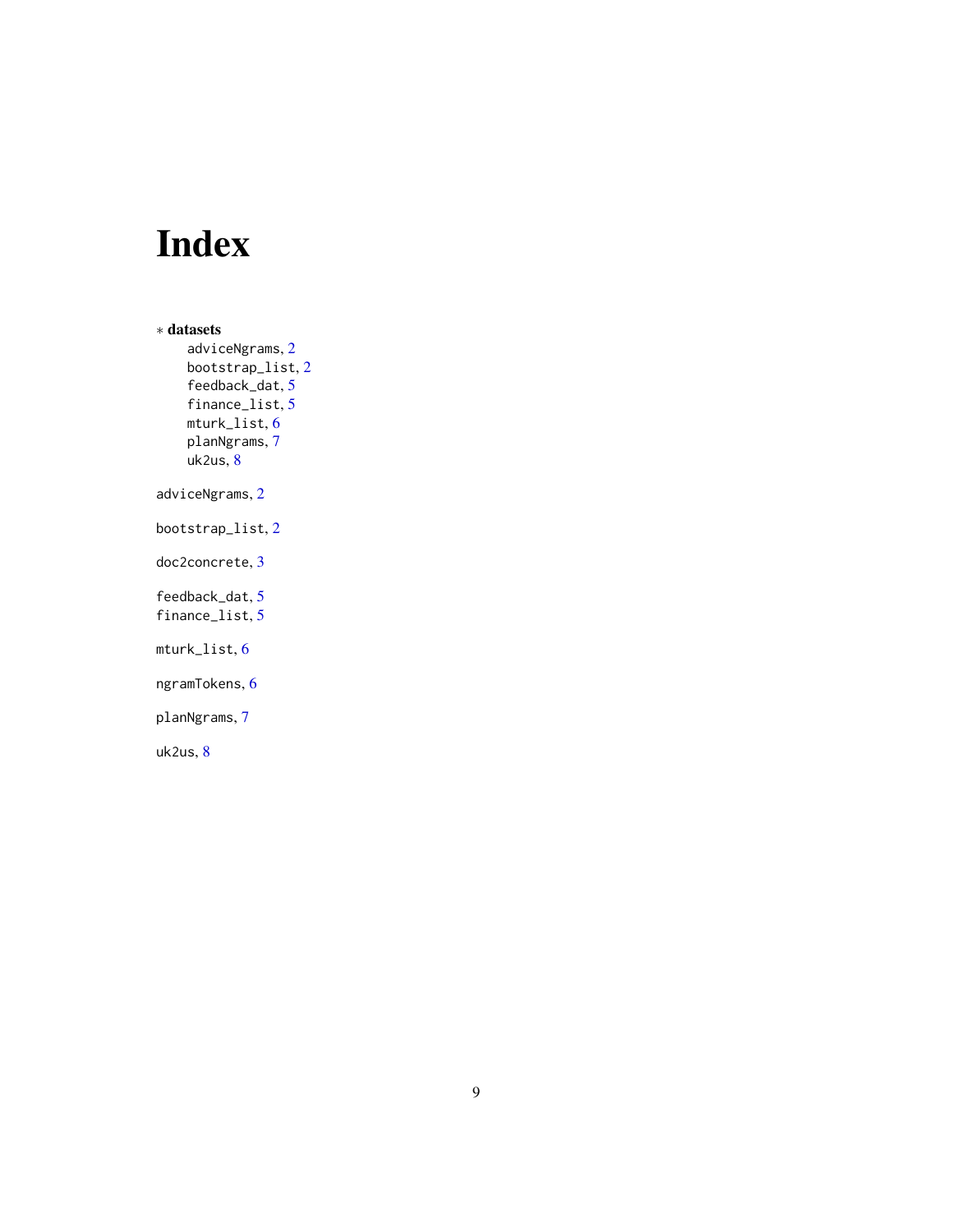# Index

∗ **datasets**
- adviceNgrams, 2
- bootstrap_list, 2
- feedback_dat, 5
- finance_list, 5
- mturk_list, 6
- planNgrams, 7
- uk2us, 8

adviceNgrams, 2

bootstrap_list, 2

doc2concrete, 3

feedback_dat, 5
finance_list, 5

mturk_list, 6

ngramTokens, 6

planNgrams, 7

uk2us, 8